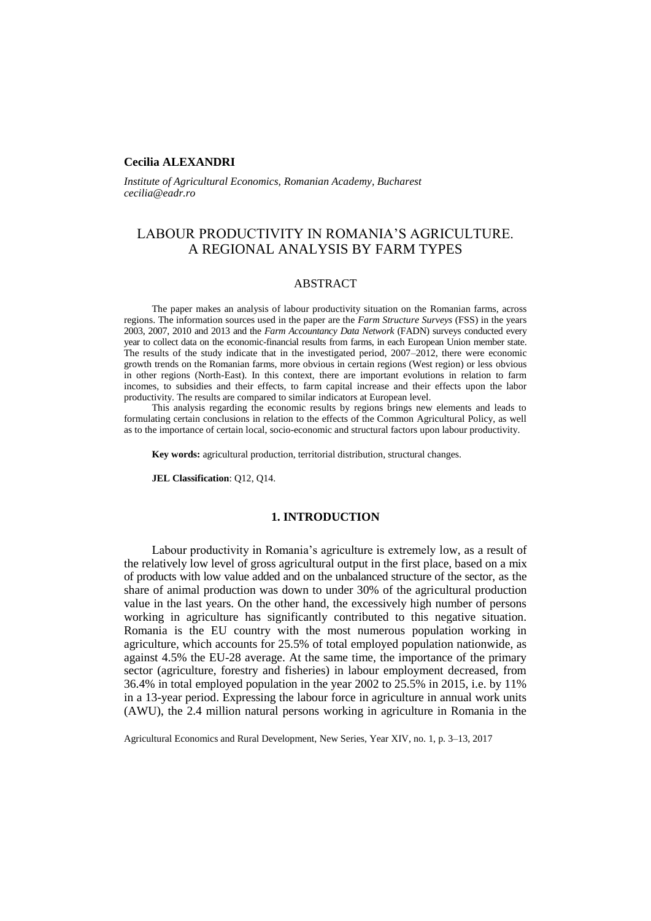**Cecilia ALEXANDRI**

*Institute of Agricultural Economics, Romanian Academy, Bucharest*
*cecilia@eadr.ro*

# LABOUR PRODUCTIVITY IN ROMANIA'S AGRICULTURE. A REGIONAL ANALYSIS BY FARM TYPES

## ABSTRACT

The paper makes an analysis of labour productivity situation on the Romanian farms, across regions. The information sources used in the paper are the *Farm Structure Surveys* (FSS) in the years 2003, 2007, 2010 and 2013 and the *Farm Accountancy Data Network* (FADN) surveys conducted every year to collect data on the economic-financial results from farms, in each European Union member state. The results of the study indicate that in the investigated period, 2007–2012, there were economic growth trends on the Romanian farms, more obvious in certain regions (West region) or less obvious in other regions (North-East). In this context, there are important evolutions in relation to farm incomes, to subsidies and their effects, to farm capital increase and their effects upon the labor productivity. The results are compared to similar indicators at European level.

This analysis regarding the economic results by regions brings new elements and leads to formulating certain conclusions in relation to the effects of the Common Agricultural Policy, as well as to the importance of certain local, socio-economic and structural factors upon labour productivity.

**Key words:** agricultural production, territorial distribution, structural changes.

**JEL Classification**: Q12, Q14.

## 1. INTRODUCTION

Labour productivity in Romania's agriculture is extremely low, as a result of the relatively low level of gross agricultural output in the first place, based on a mix of products with low value added and on the unbalanced structure of the sector, as the share of animal production was down to under 30% of the agricultural production value in the last years. On the other hand, the excessively high number of persons working in agriculture has significantly contributed to this negative situation. Romania is the EU country with the most numerous population working in agriculture, which accounts for 25.5% of total employed population nationwide, as against 4.5% the EU-28 average. At the same time, the importance of the primary sector (agriculture, forestry and fisheries) in labour employment decreased, from 36.4% in total employed population in the year 2002 to 25.5% in 2015, i.e. by 11% in a 13-year period. Expressing the labour force in agriculture in annual work units (AWU), the 2.4 million natural persons working in agriculture in Romania in the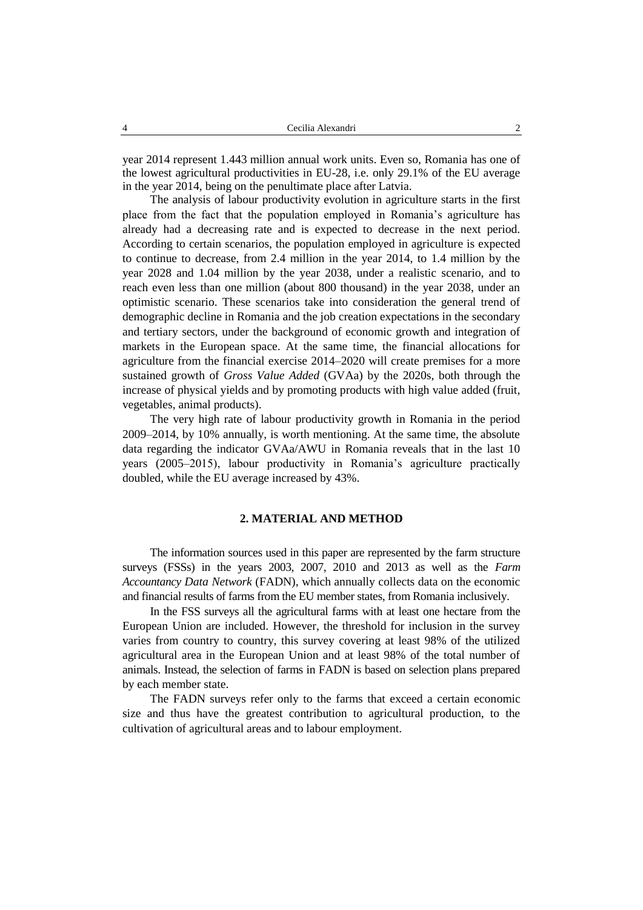year 2014 represent 1.443 million annual work units. Even so, Romania has one of the lowest agricultural productivities in EU-28, i.e. only 29.1% of the EU average in the year 2014, being on the penultimate place after Latvia.

The analysis of labour productivity evolution in agriculture starts in the first place from the fact that the population employed in Romania's agriculture has already had a decreasing rate and is expected to decrease in the next period. According to certain scenarios, the population employed in agriculture is expected to continue to decrease, from 2.4 million in the year 2014, to 1.4 million by the year 2028 and 1.04 million by the year 2038, under a realistic scenario, and to reach even less than one million (about 800 thousand) in the year 2038, under an optimistic scenario. These scenarios take into consideration the general trend of demographic decline in Romania and the job creation expectations in the secondary and tertiary sectors, under the background of economic growth and integration of markets in the European space. At the same time, the financial allocations for agriculture from the financial exercise 2014–2020 will create premises for a more sustained growth of *Gross Value Added* (GVAa) by the 2020s, both through the increase of physical yields and by promoting products with high value added (fruit, vegetables, animal products).

The very high rate of labour productivity growth in Romania in the period 2009–2014, by 10% annually, is worth mentioning. At the same time, the absolute data regarding the indicator GVAa/AWU in Romania reveals that in the last 10 years (2005–2015), labour productivity in Romania's agriculture practically doubled, while the EU average increased by 43%.

## 2. MATERIAL AND METHOD

The information sources used in this paper are represented by the farm structure surveys (FSSs) in the years 2003, 2007, 2010 and 2013 as well as the *Farm Accountancy Data Network* (FADN), which annually collects data on the economic and financial results of farms from the EU member states, from Romania inclusively.

In the FSS surveys all the agricultural farms with at least one hectare from the European Union are included. However, the threshold for inclusion in the survey varies from country to country, this survey covering at least 98% of the utilized agricultural area in the European Union and at least 98% of the total number of animals. Instead, the selection of farms in FADN is based on selection plans prepared by each member state.

The FADN surveys refer only to the farms that exceed a certain economic size and thus have the greatest contribution to agricultural production, to the cultivation of agricultural areas and to labour employment.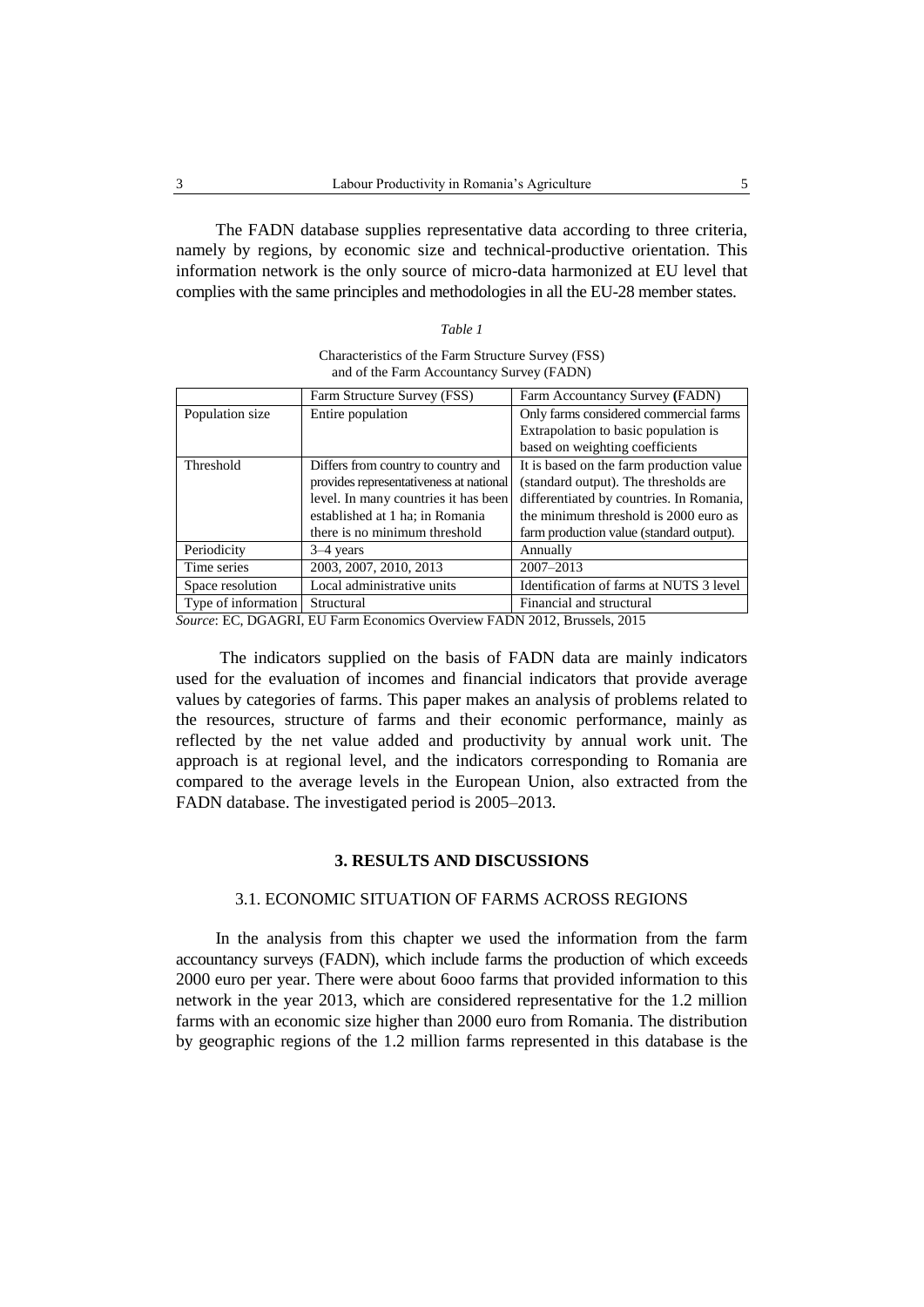The FADN database supplies representative data according to three criteria, namely by regions, by economic size and technical-productive orientation. This information network is the only source of micro-data harmonized at EU level that complies with the same principles and methodologies in all the EU-28 member states.

*Table 1*

Characteristics of the Farm Structure Survey (FSS) and of the Farm Accountancy Survey (FADN)

| | Farm Structure Survey (FSS) | Farm Accountancy Survey (FADN) |
|---|---|---|
| Population size | Entire population | Only farms considered commercial farms Extrapolation to basic population is based on weighting coefficients |
| Threshold | Differs from country to country and provides representativeness at national level. In many countries it has been established at 1 ha; in Romania there is no minimum threshold | It is based on the farm production value (standard output). The thresholds are differentiated by countries. In Romania, the minimum threshold is 2000 euro as farm production value (standard output). |
| Periodicity | 3–4 years | Annually |
| Time series | 2003, 2007, 2010, 2013 | 2007–2013 |
| Space resolution | Local administrative units | Identification of farms at NUTS 3 level |
| Type of information | Structural | Financial and structural |

*Source*: EC, DGAGRI, EU Farm Economics Overview FADN 2012, Brussels, 2015

The indicators supplied on the basis of FADN data are mainly indicators used for the evaluation of incomes and financial indicators that provide average values by categories of farms. This paper makes an analysis of problems related to the resources, structure of farms and their economic performance, mainly as reflected by the net value added and productivity by annual work unit. The approach is at regional level, and the indicators corresponding to Romania are compared to the average levels in the European Union, also extracted from the FADN database. The investigated period is 2005–2013.

## 3. RESULTS AND DISCUSSIONS

### 3.1. ECONOMIC SITUATION OF FARMS ACROSS REGIONS

In the analysis from this chapter we used the information from the farm accountancy surveys (FADN), which include farms the production of which exceeds 2000 euro per year. There were about 6ooo farms that provided information to this network in the year 2013, which are considered representative for the 1.2 million farms with an economic size higher than 2000 euro from Romania. The distribution by geographic regions of the 1.2 million farms represented in this database is the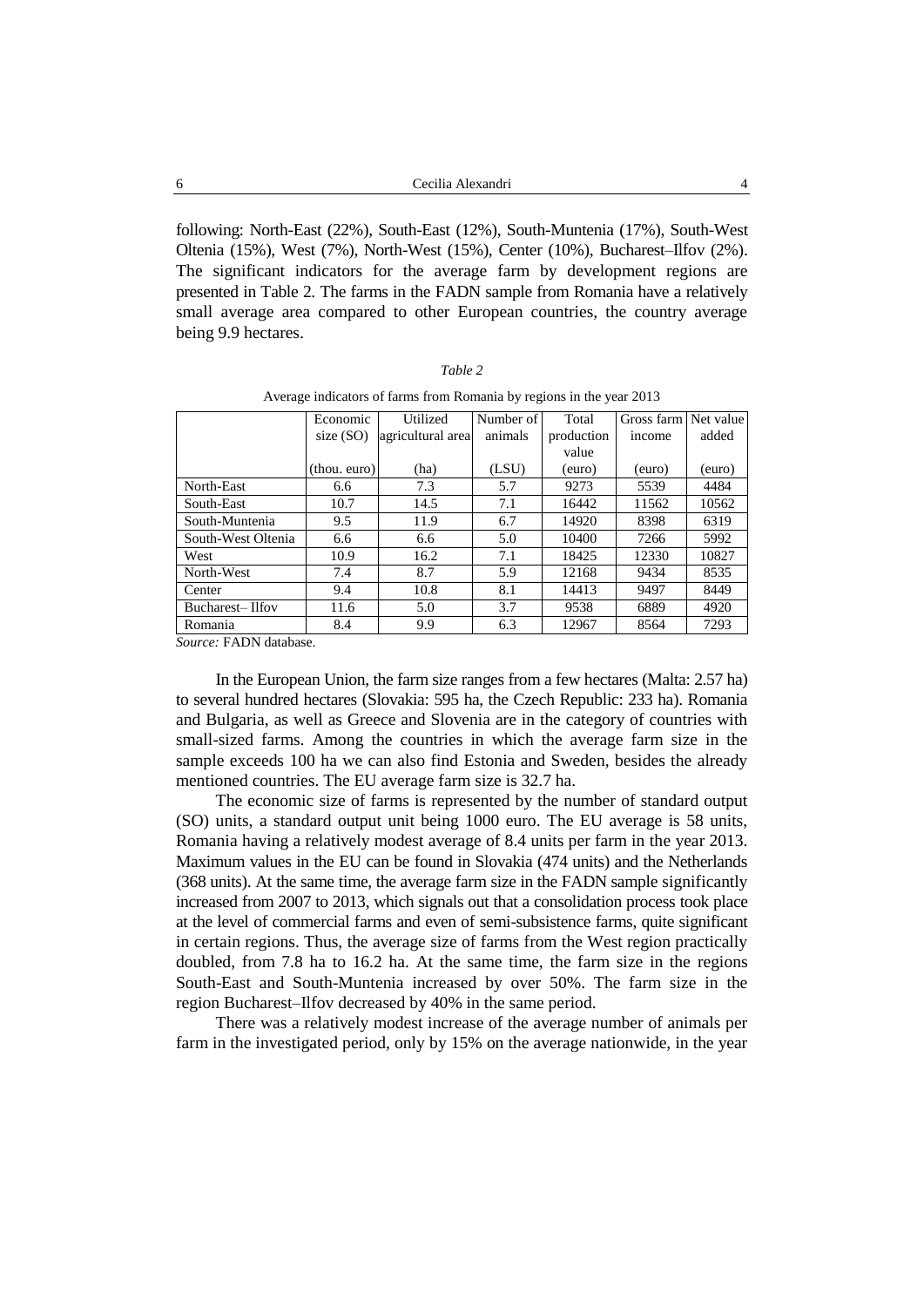following: North-East (22%), South-East (12%), South-Muntenia (17%), South-West Oltenia (15%), West (7%), North-West (15%), Center (10%), Bucharest–Ilfov (2%). The significant indicators for the average farm by development regions are presented in Table 2. The farms in the FADN sample from Romania have a relatively small average area compared to other European countries, the country average being 9.9 hectares.

*Table 2*

Average indicators of farms from Romania by regions in the year 2013

| | Economic size (SO) (thou. euro) | Utilized agricultural area (ha) | Number of animals (LSU) | Total production value (euro) | Gross farm income (euro) | Net value added (euro) |
|---|---|---|---|---|---|---|
| North-East | 6.6 | 7.3 | 5.7 | 9273 | 5539 | 4484 |
| South-East | 10.7 | 14.5 | 7.1 | 16442 | 11562 | 10562 |
| South-Muntenia | 9.5 | 11.9 | 6.7 | 14920 | 8398 | 6319 |
| South-West Oltenia | 6.6 | 6.6 | 5.0 | 10400 | 7266 | 5992 |
| West | 10.9 | 16.2 | 7.1 | 18425 | 12330 | 10827 |
| North-West | 7.4 | 8.7 | 5.9 | 12168 | 9434 | 8535 |
| Center | 9.4 | 10.8 | 8.1 | 14413 | 9497 | 8449 |
| Bucharest– Ilfov | 11.6 | 5.0 | 3.7 | 9538 | 6889 | 4920 |
| Romania | 8.4 | 9.9 | 6.3 | 12967 | 8564 | 7293 |

*Source:* FADN database.

In the European Union, the farm size ranges from a few hectares (Malta: 2.57 ha) to several hundred hectares (Slovakia: 595 ha, the Czech Republic: 233 ha). Romania and Bulgaria, as well as Greece and Slovenia are in the category of countries with small-sized farms. Among the countries in which the average farm size in the sample exceeds 100 ha we can also find Estonia and Sweden, besides the already mentioned countries. The EU average farm size is 32.7 ha.

The economic size of farms is represented by the number of standard output (SO) units, a standard output unit being 1000 euro. The EU average is 58 units, Romania having a relatively modest average of 8.4 units per farm in the year 2013. Maximum values in the EU can be found in Slovakia (474 units) and the Netherlands (368 units). At the same time, the average farm size in the FADN sample significantly increased from 2007 to 2013, which signals out that a consolidation process took place at the level of commercial farms and even of semi-subsistence farms, quite significant in certain regions. Thus, the average size of farms from the West region practically doubled, from 7.8 ha to 16.2 ha. At the same time, the farm size in the regions South-East and South-Muntenia increased by over 50%. The farm size in the region Bucharest–Ilfov decreased by 40% in the same period.

There was a relatively modest increase of the average number of animals per farm in the investigated period, only by 15% on the average nationwide, in the year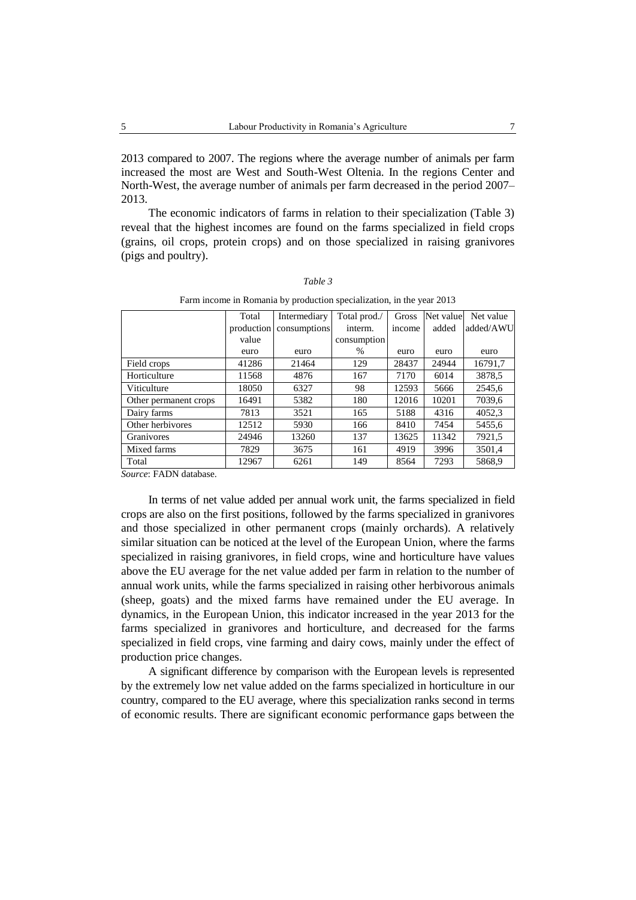2013 compared to 2007. The regions where the average number of animals per farm increased the most are West and South-West Oltenia. In the regions Center and North-West, the average number of animals per farm decreased in the period 2007–2013.

The economic indicators of farms in relation to their specialization (Table 3) reveal that the highest incomes are found on the farms specialized in field crops (grains, oil crops, protein crops) and on those specialized in raising granivores (pigs and poultry).

*Table 3*

Farm income in Romania by production specialization, in the year 2013

| | Total production value | Intermediary consumptions | Total prod./ interm. consumption | Gross income | Net value added | Net value added/AWU |
|---|---|---|---|---|---|---|
| | euro | euro | % | euro | euro | euro |
| Field crops | 41286 | 21464 | 129 | 28437 | 24944 | 16791,7 |
| Horticulture | 11568 | 4876 | 167 | 7170 | 6014 | 3878,5 |
| Viticulture | 18050 | 6327 | 98 | 12593 | 5666 | 2545,6 |
| Other permanent crops | 16491 | 5382 | 180 | 12016 | 10201 | 7039,6 |
| Dairy farms | 7813 | 3521 | 165 | 5188 | 4316 | 4052,3 |
| Other herbivores | 12512 | 5930 | 166 | 8410 | 7454 | 5455,6 |
| Granivores | 24946 | 13260 | 137 | 13625 | 11342 | 7921,5 |
| Mixed farms | 7829 | 3675 | 161 | 4919 | 3996 | 3501,4 |
| Total | 12967 | 6261 | 149 | 8564 | 7293 | 5868,9 |

*Source*: FADN database.

In terms of net value added per annual work unit, the farms specialized in field crops are also on the first positions, followed by the farms specialized in granivores and those specialized in other permanent crops (mainly orchards). A relatively similar situation can be noticed at the level of the European Union, where the farms specialized in raising granivores, in field crops, wine and horticulture have values above the EU average for the net value added per farm in relation to the number of annual work units, while the farms specialized in raising other herbivorous animals (sheep, goats) and the mixed farms have remained under the EU average. In dynamics, in the European Union, this indicator increased in the year 2013 for the farms specialized in granivores and horticulture, and decreased for the farms specialized in field crops, vine farming and dairy cows, mainly under the effect of production price changes.

A significant difference by comparison with the European levels is represented by the extremely low net value added on the farms specialized in horticulture in our country, compared to the EU average, where this specialization ranks second in terms of economic results. There are significant economic performance gaps between the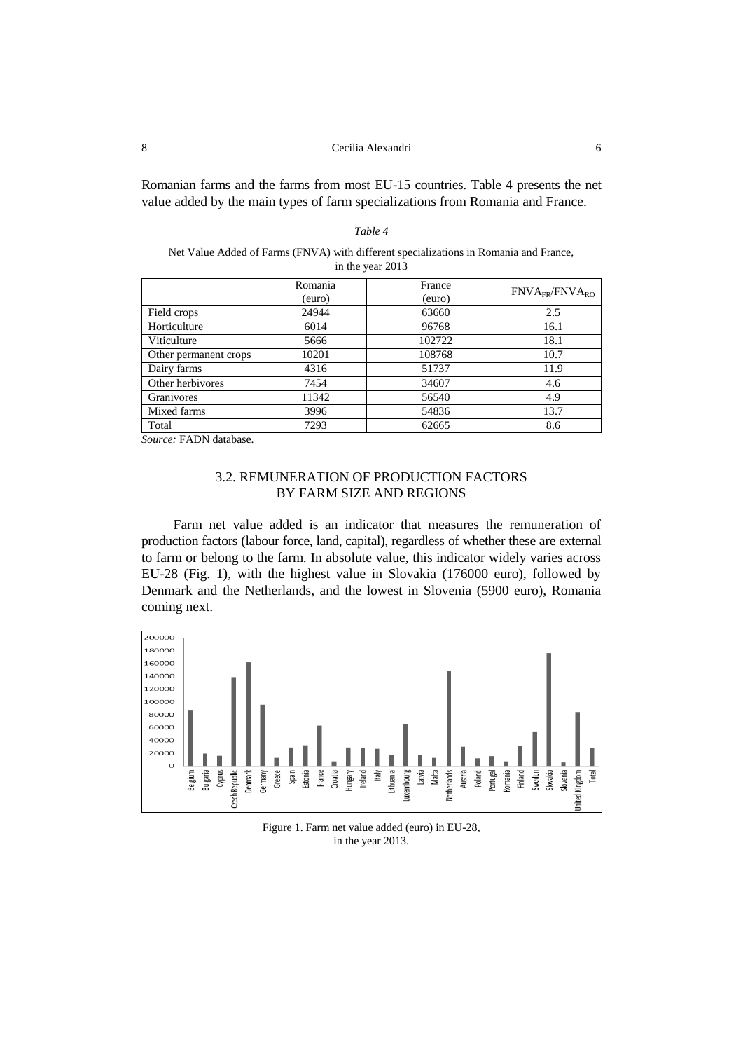Romanian farms and the farms from most EU-15 countries. Table 4 presents the net value added by the main types of farm specializations from Romania and France.

*Table 4*

Net Value Added of Farms (FNVA) with different specializations in Romania and France, in the year 2013

| | Romania (euro) | France (euro) | $FNVA_{FR}/FNVA_{RO}$ |
|---|---|---|---|
| Field crops | 24944 | 63660 | 2.5 |
| Horticulture | 6014 | 96768 | 16.1 |
| Viticulture | 5666 | 102722 | 18.1 |
| Other permanent crops | 10201 | 108768 | 10.7 |
| Dairy farms | 4316 | 51737 | 11.9 |
| Other herbivores | 7454 | 34607 | 4.6 |
| Granivores | 11342 | 56540 | 4.9 |
| Mixed farms | 3996 | 54836 | 13.7 |
| Total | 7293 | 62665 | 8.6 |

*Source:* FADN database.

## 3.2. REMUNERATION OF PRODUCTION FACTORS BY FARM SIZE AND REGIONS

Farm net value added is an indicator that measures the remuneration of production factors (labour force, land, capital), regardless of whether these are external to farm or belong to the farm. In absolute value, this indicator widely varies across EU-28 (Fig. 1), with the highest value in Slovakia (176000 euro), followed by Denmark and the Netherlands, and the lowest in Slovenia (5900 euro), Romania coming next.

Figure 1. Farm net value added (euro) in EU-28, in the year 2013.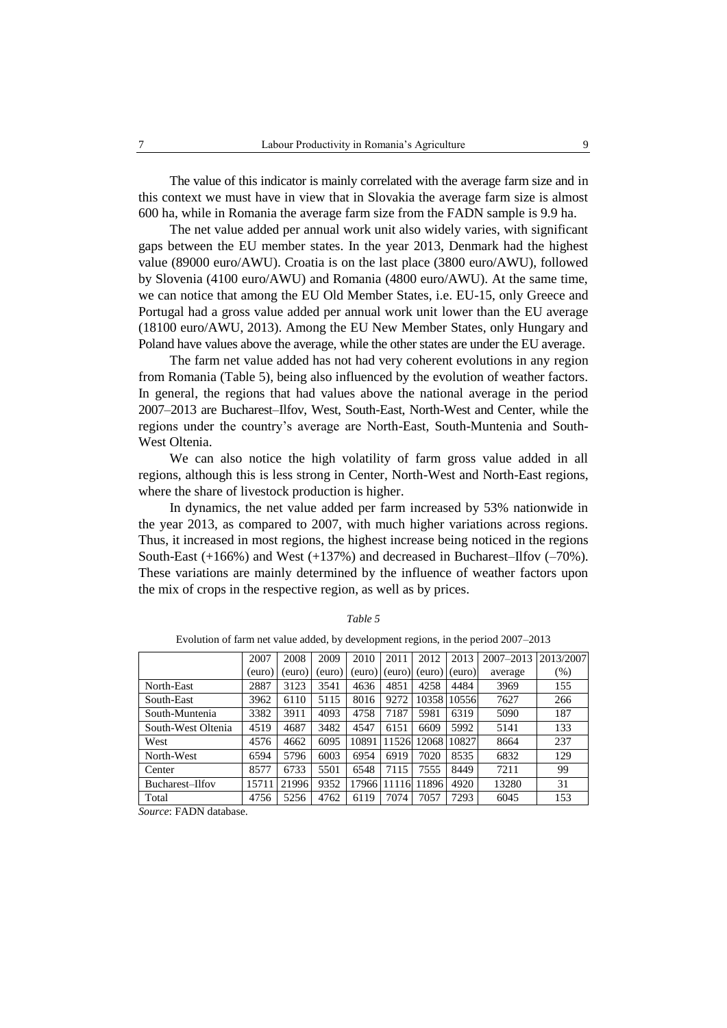The value of this indicator is mainly correlated with the average farm size and in this context we must have in view that in Slovakia the average farm size is almost 600 ha, while in Romania the average farm size from the FADN sample is 9.9 ha.

The net value added per annual work unit also widely varies, with significant gaps between the EU member states. In the year 2013, Denmark had the highest value (89000 euro/AWU). Croatia is on the last place (3800 euro/AWU), followed by Slovenia (4100 euro/AWU) and Romania (4800 euro/AWU). At the same time, we can notice that among the EU Old Member States, i.e. EU-15, only Greece and Portugal had a gross value added per annual work unit lower than the EU average (18100 euro/AWU, 2013). Among the EU New Member States, only Hungary and Poland have values above the average, while the other states are under the EU average.

The farm net value added has not had very coherent evolutions in any region from Romania (Table 5), being also influenced by the evolution of weather factors. In general, the regions that had values above the national average in the period 2007–2013 are Bucharest–Ilfov, West, South-East, North-West and Center, while the regions under the country's average are North-East, South-Muntenia and South-West Oltenia.

We can also notice the high volatility of farm gross value added in all regions, although this is less strong in Center, North-West and North-East regions, where the share of livestock production is higher.

In dynamics, the net value added per farm increased by 53% nationwide in the year 2013, as compared to 2007, with much higher variations across regions. Thus, it increased in most regions, the highest increase being noticed in the regions South-East (+166%) and West (+137%) and decreased in Bucharest–Ilfov (–70%). These variations are mainly determined by the influence of weather factors upon the mix of crops in the respective region, as well as by prices.

*Table 5*

Evolution of farm net value added, by development regions, in the period 2007–2013

| | 2007 (euro) | 2008 (euro) | 2009 (euro) | 2010 (euro) | 2011 (euro) | 2012 (euro) | 2013 (euro) | 2007–2013 average | 2013/2007 (%) |
|---|---|---|---|---|---|---|---|---|---|
| North-East | 2887 | 3123 | 3541 | 4636 | 4851 | 4258 | 4484 | 3969 | 155 |
| South-East | 3962 | 6110 | 5115 | 8016 | 9272 | 10358 | 10556 | 7627 | 266 |
| South-Muntenia | 3382 | 3911 | 4093 | 4758 | 7187 | 5981 | 6319 | 5090 | 187 |
| South-West Oltenia | 4519 | 4687 | 3482 | 4547 | 6151 | 6609 | 5992 | 5141 | 133 |
| West | 4576 | 4662 | 6095 | 10891 | 11526 | 12068 | 10827 | 8664 | 237 |
| North-West | 6594 | 5796 | 6003 | 6954 | 6919 | 7020 | 8535 | 6832 | 129 |
| Center | 8577 | 6733 | 5501 | 6548 | 7115 | 7555 | 8449 | 7211 | 99 |
| Bucharest–Ilfov | 15711 | 21996 | 9352 | 17966 | 11116 | 11896 | 4920 | 13280 | 31 |
| Total | 4756 | 5256 | 4762 | 6119 | 7074 | 7057 | 7293 | 6045 | 153 |

*Source*: FADN database.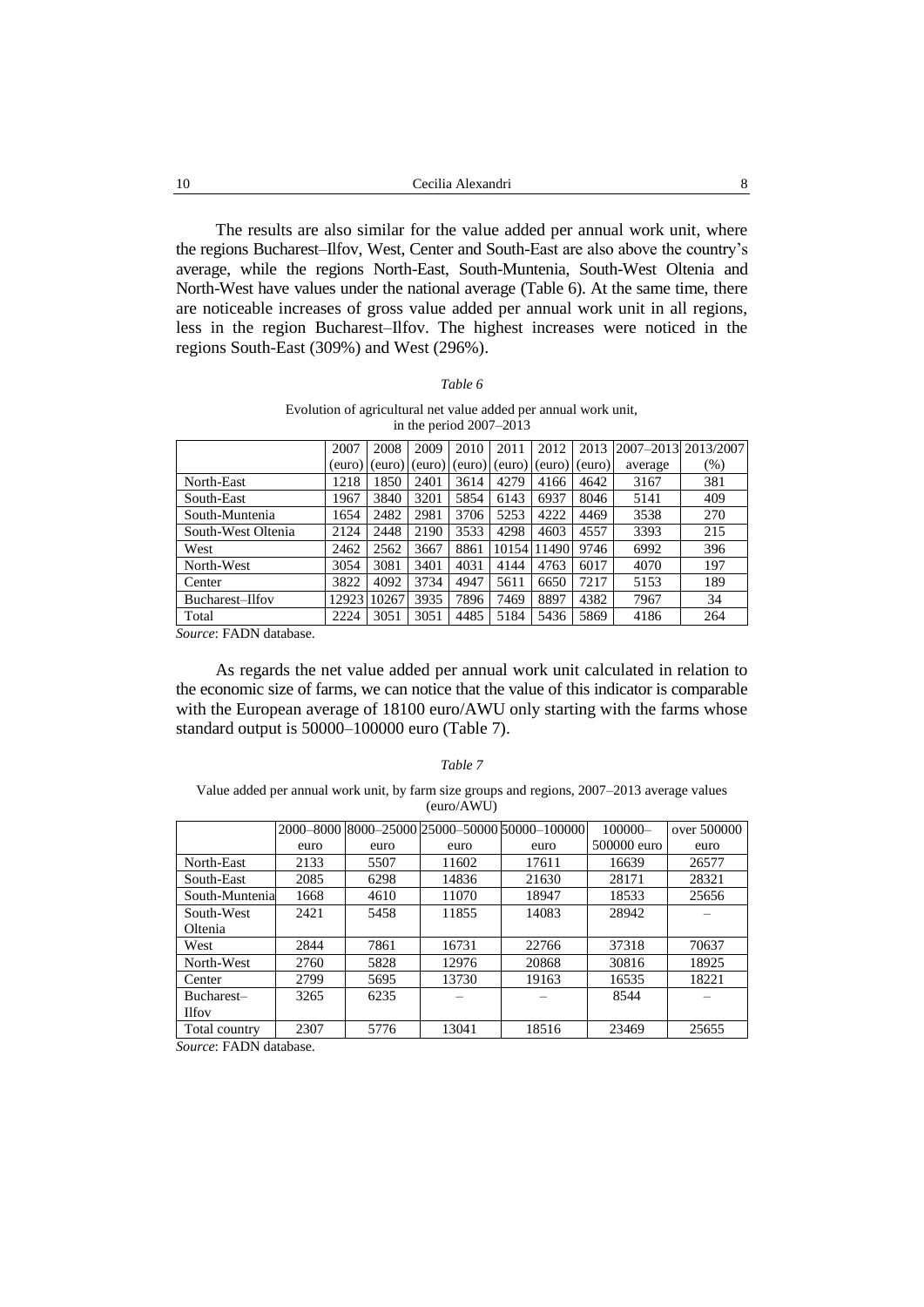The results are also similar for the value added per annual work unit, where the regions Bucharest–Ilfov, West, Center and South-East are also above the country's average, while the regions North-East, South-Muntenia, South-West Oltenia and North-West have values under the national average (Table 6). At the same time, there are noticeable increases of gross value added per annual work unit in all regions, less in the region Bucharest–Ilfov. The highest increases were noticed in the regions South-East (309%) and West (296%).

*Table 6*

Evolution of agricultural net value added per annual work unit, in the period 2007–2013

| | 2007 (euro) | 2008 (euro) | 2009 (euro) | 2010 (euro) | 2011 (euro) | 2012 (euro) | 2013 (euro) | 2007–2013 average | 2013/2007 (%) |
|---|---|---|---|---|---|---|---|---|---|
| North-East | 1218 | 1850 | 2401 | 3614 | 4279 | 4166 | 4642 | 3167 | 381 |
| South-East | 1967 | 3840 | 3201 | 5854 | 6143 | 6937 | 8046 | 5141 | 409 |
| South-Muntenia | 1654 | 2482 | 2981 | 3706 | 5253 | 4222 | 4469 | 3538 | 270 |
| South-West Oltenia | 2124 | 2448 | 2190 | 3533 | 4298 | 4603 | 4557 | 3393 | 215 |
| West | 2462 | 2562 | 3667 | 8861 | 10154 | 11490 | 9746 | 6992 | 396 |
| North-West | 3054 | 3081 | 3401 | 4031 | 4144 | 4763 | 6017 | 4070 | 197 |
| Center | 3822 | 4092 | 3734 | 4947 | 5611 | 6650 | 7217 | 5153 | 189 |
| Bucharest–Ilfov | 12923 | 10267 | 3935 | 7896 | 7469 | 8897 | 4382 | 7967 | 34 |
| Total | 2224 | 3051 | 3051 | 4485 | 5184 | 5436 | 5869 | 4186 | 264 |

*Source*: FADN database.

As regards the net value added per annual work unit calculated in relation to the economic size of farms, we can notice that the value of this indicator is comparable with the European average of 18100 euro/AWU only starting with the farms whose standard output is 50000–100000 euro (Table 7).

*Table 7*

Value added per annual work unit, by farm size groups and regions, 2007–2013 average values (euro/AWU)

| | 2000–8000 euro | 8000–25000 euro | 25000–50000 euro | 50000–100000 euro | 100000–500000 euro | over 500000 euro |
|---|---|---|---|---|---|---|
| North-East | 2133 | 5507 | 11602 | 17611 | 16639 | 26577 |
| South-East | 2085 | 6298 | 14836 | 21630 | 28171 | 28321 |
| South-Muntenia | 1668 | 4610 | 11070 | 18947 | 18533 | 25656 |
| South-West Oltenia | 2421 | 5458 | 11855 | 14083 | 28942 | – |
| West | 2844 | 7861 | 16731 | 22766 | 37318 | 70637 |
| North-West | 2760 | 5828 | 12976 | 20868 | 30816 | 18925 |
| Center | 2799 | 5695 | 13730 | 19163 | 16535 | 18221 |
| Bucharest–Ilfov | 3265 | 6235 | – | – | 8544 | – |
| Total country | 2307 | 5776 | 13041 | 18516 | 23469 | 25655 |

*Source*: FADN database.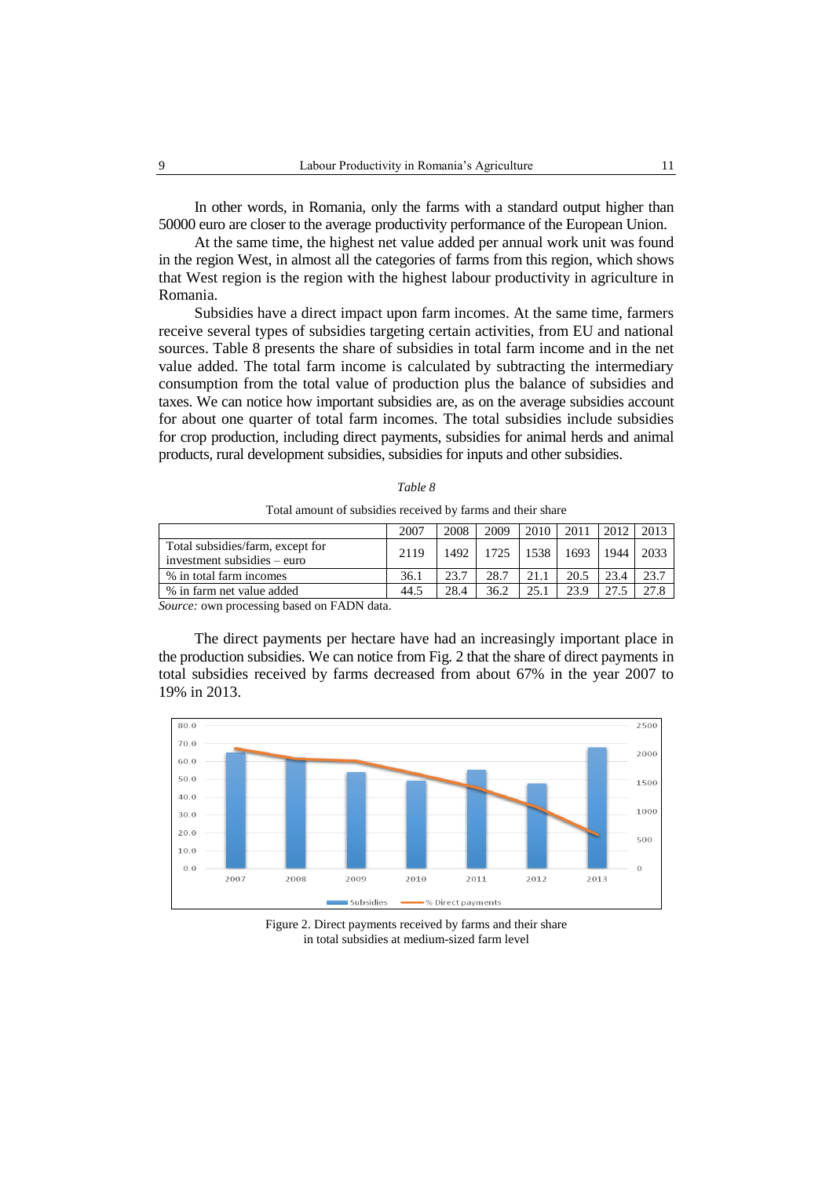In other words, in Romania, only the farms with a standard output higher than 50000 euro are closer to the average productivity performance of the European Union.

At the same time, the highest net value added per annual work unit was found in the region West, in almost all the categories of farms from this region, which shows that West region is the region with the highest labour productivity in agriculture in Romania.

Subsidies have a direct impact upon farm incomes. At the same time, farmers receive several types of subsidies targeting certain activities, from EU and national sources. Table 8 presents the share of subsidies in total farm income and in the net value added. The total farm income is calculated by subtracting the intermediary consumption from the total value of production plus the balance of subsidies and taxes. We can notice how important subsidies are, as on the average subsidies account for about one quarter of total farm incomes. The total subsidies include subsidies for crop production, including direct payments, subsidies for animal herds and animal products, rural development subsidies, subsidies for inputs and other subsidies.

*Table 8*

Total amount of subsidies received by farms and their share

| | 2007 | 2008 | 2009 | 2010 | 2011 | 2012 | 2013 |
|---|---|---|---|---|---|---|---|
| Total subsidies/farm, except for investment subsidies – euro | 2119 | 1492 | 1725 | 1538 | 1693 | 1944 | 2033 |
| % in total farm incomes | 36.1 | 23.7 | 28.7 | 21.1 | 20.5 | 23.4 | 23.7 |
| % in farm net value added | 44.5 | 28.4 | 36.2 | 25.1 | 23.9 | 27.5 | 27.8 |

*Source:* own processing based on FADN data.

The direct payments per hectare have had an increasingly important place in the production subsidies. We can notice from Fig. 2 that the share of direct payments in total subsidies received by farms decreased from about 67% in the year 2007 to 19% in 2013.

Figure 2. Direct payments received by farms and their share in total subsidies at medium-sized farm level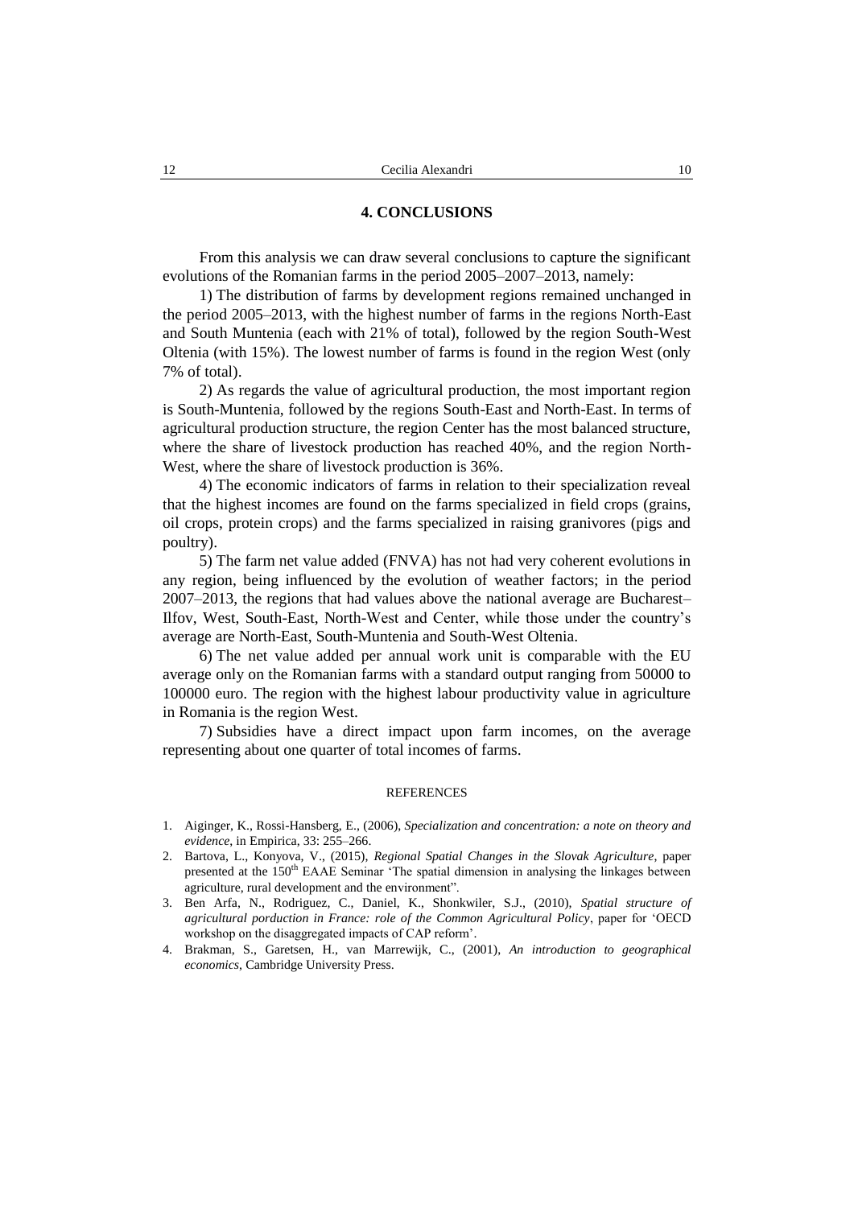## 4. CONCLUSIONS

From this analysis we can draw several conclusions to capture the significant evolutions of the Romanian farms in the period 2005–2007–2013, namely:

1) The distribution of farms by development regions remained unchanged in the period 2005–2013, with the highest number of farms in the regions North-East and South Muntenia (each with 21% of total), followed by the region South-West Oltenia (with 15%). The lowest number of farms is found in the region West (only 7% of total).

2) As regards the value of agricultural production, the most important region is South-Muntenia, followed by the regions South-East and North-East. In terms of agricultural production structure, the region Center has the most balanced structure, where the share of livestock production has reached 40%, and the region North-West, where the share of livestock production is 36%.

4) The economic indicators of farms in relation to their specialization reveal that the highest incomes are found on the farms specialized in field crops (grains, oil crops, protein crops) and the farms specialized in raising granivores (pigs and poultry).

5) The farm net value added (FNVA) has not had very coherent evolutions in any region, being influenced by the evolution of weather factors; in the period 2007–2013, the regions that had values above the national average are Bucharest–Ilfov, West, South-East, North-West and Center, while those under the country's average are North-East, South-Muntenia and South-West Oltenia.

6) The net value added per annual work unit is comparable with the EU average only on the Romanian farms with a standard output ranging from 50000 to 100000 euro. The region with the highest labour productivity value in agriculture in Romania is the region West.

7) Subsidies have a direct impact upon farm incomes, on the average representing about one quarter of total incomes of farms.

### REFERENCES

1. Aiginger, K., Rossi-Hansberg, E., (2006), *Specialization and concentration: a note on theory and evidence*, in Empirica, 33: 255–266.
2. Bartova, L., Konyova, V., (2015), *Regional Spatial Changes in the Slovak Agriculture*, paper presented at the 150th EAAE Seminar 'The spatial dimension in analysing the linkages between agriculture, rural development and the environment".
3. Ben Arfa, N., Rodriguez, C., Daniel, K., Shonkwiler, S.J., (2010), *Spatial structure of agricultural porduction in France: role of the Common Agricultural Policy*, paper for 'OECD workshop on the disaggregated impacts of CAP reform'.
4. Brakman, S., Garetsen, H., van Marrewijk, C., (2001), *An introduction to geographical economics*, Cambridge University Press.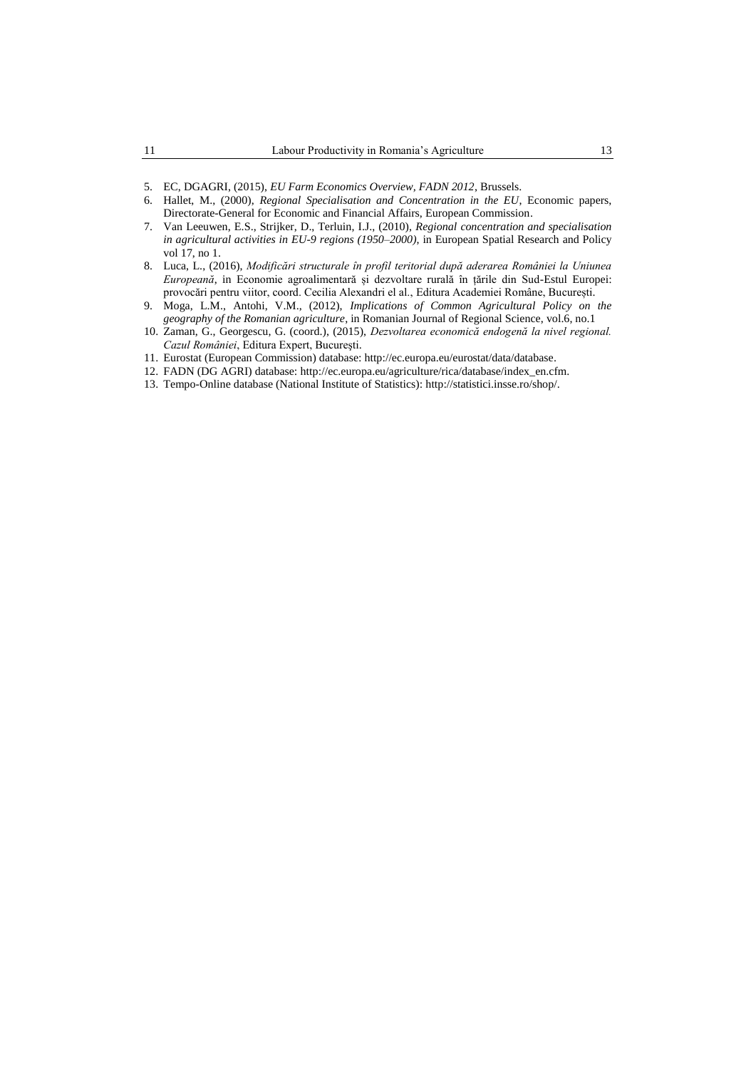5. EC, DGAGRI, (2015), *EU Farm Economics Overview, FADN 2012*, Brussels.
6. Hallet, M., (2000), *Regional Specialisation and Concentration in the EU*, Economic papers, Directorate-General for Economic and Financial Affairs, European Commission.
7. Van Leeuwen, E.S., Strijker, D., Terluin, I.J., (2010), *Regional concentration and specialisation in agricultural activities in EU-9 regions (1950–2000)*, in European Spatial Research and Policy vol 17, no 1.
8. Luca, L., (2016), *Modificări structurale în profil teritorial după aderarea României la Uniunea Europeană*, in Economie agroalimentară și dezvoltare rurală în țările din Sud-Estul Europei: provocări pentru viitor, coord. Cecilia Alexandri el al., Editura Academiei Române, București.
9. Moga, L.M., Antohi, V.M., (2012), *Implications of Common Agricultural Policy on the geography of the Romanian agriculture*, in Romanian Journal of Regional Science, vol.6, no.1
10. Zaman, G., Georgescu, G. (coord.), (2015), *Dezvoltarea economică endogenă la nivel regional. Cazul României*, Editura Expert, București.
11. Eurostat (European Commission) database: http://ec.europa.eu/eurostat/data/database.
12. FADN (DG AGRI) database: http://ec.europa.eu/agriculture/rica/database/index_en.cfm.
13. Tempo-Online database (National Institute of Statistics): http://statistici.insse.ro/shop/.